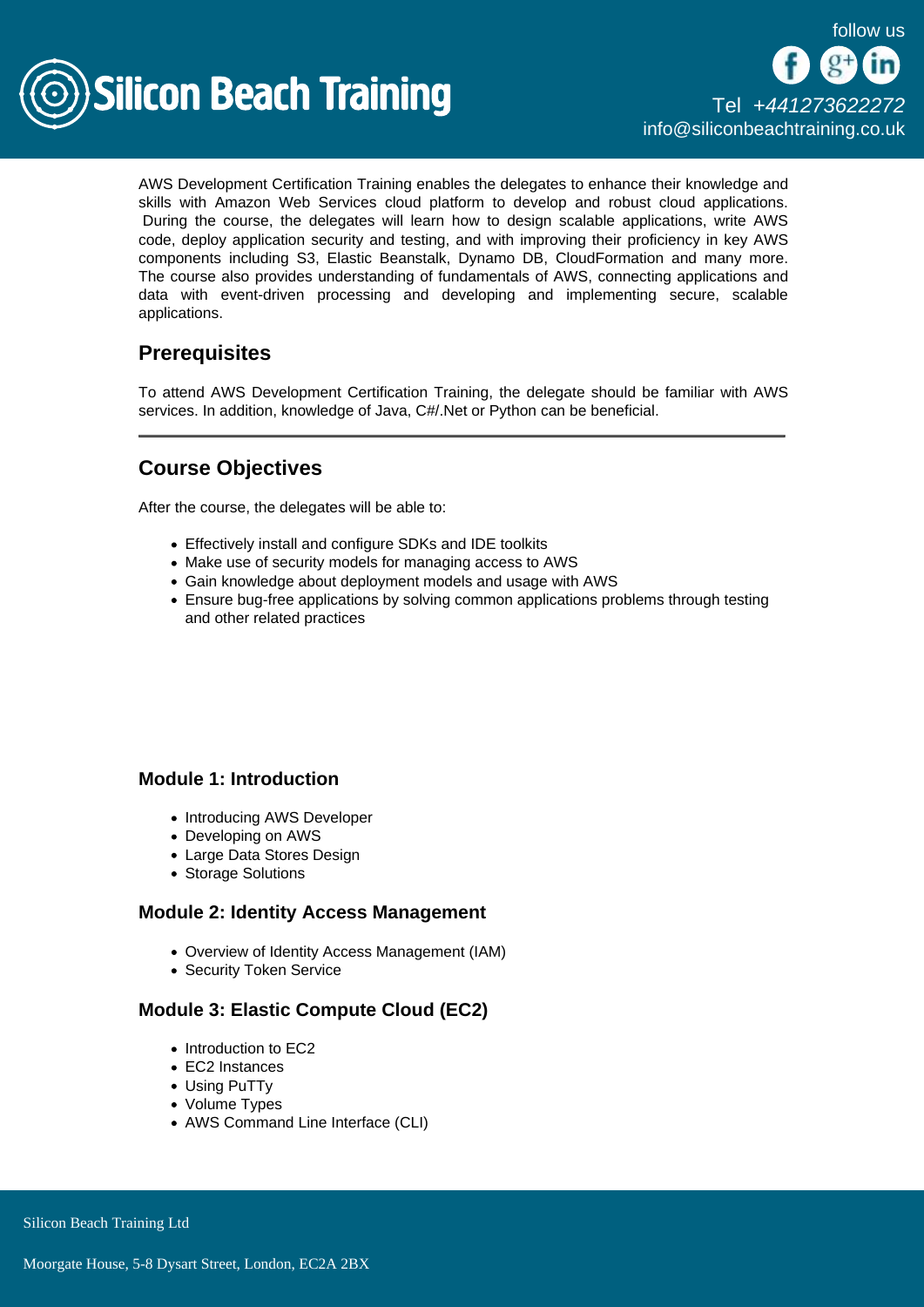AWS Development Certification Training enables the delegates to enhance their knowledge and skills with Amazon Web Services cloud platform to develop and robust cloud applications. During the course, the delegates will learn how to design scalable applications, write AWS code, deploy application security and testing, and with improving their proficiency in key AWS components including S3, Elastic Beanstalk, Dynamo DB, CloudFormation and many more. The course also provides understanding of fundamentals of AWS, connecting applications and data with event-driven processing and developing and implementing secure, scalable applications.

## Prerequisites

To attend AWS Development Certification Training, the delegate should be familiar with AWS services. In addition, knowledge of Java, C#/.Net or Python can be beneficial.

---

## Course Objectives

After the course, the delegates will be able to:

- Effectively install and configure SDKs and IDE toolkits
- Make use of security models for managing access to AWS
- Gain knowledge about deployment models and usage with AWS
- Ensure bug-free applications by solving common applications problems through testing and other related practices

### Module 1: Introduction

- Introducing AWS Developer
- Developing on AWS
- Large Data Stores Design
- Storage Solutions

### Module 2: Identity Access Management

- Overview of Identity Access Management (IAM)
- Security Token Service

### Module 3: Elastic Compute Cloud (EC2)

- Introduction to EC2
- EC2 Instances
- Using PuTTy
- Volume Types
- AWS Command Line Interface (CLI)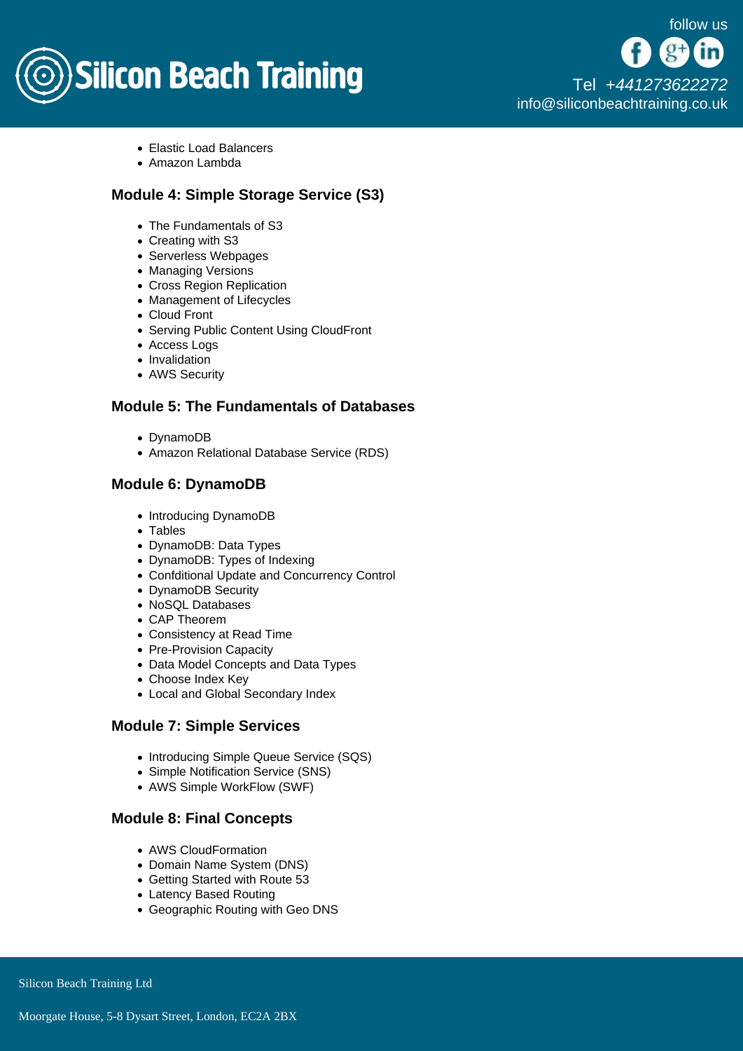- Elastic Load Balancers
- Amazon Lambda

### Module 4: Simple Storage Service (S3)

- The Fundamentals of S3
- Creating with S3
- Serverless Webpages
- Managing Versions
- Cross Region Replication
- Management of Lifecycles
- Cloud Front
- Serving Public Content Using CloudFront
- Access Logs
- Invalidation
- AWS Security

### Module 5: The Fundamentals of Databases

- DynamoDB
- Amazon Relational Database Service (RDS)

### Module 6: DynamoDB

- Introducing DynamoDB
- Tables
- DynamoDB: Data Types
- DynamoDB: Types of Indexing
- Confditional Update and Concurrency Control
- DynamoDB Security
- NoSQL Databases
- CAP Theorem
- Consistency at Read Time
- Pre-Provision Capacity
- Data Model Concepts and Data Types
- Choose Index Key
- Local and Global Secondary Index

### Module 7: Simple Services

- Introducing Simple Queue Service (SQS)
- Simple Notification Service (SNS)
- AWS Simple WorkFlow (SWF)

### Module 8: Final Concepts

- AWS CloudFormation
- Domain Name System (DNS)
- Getting Started with Route 53
- Latency Based Routing
- Geographic Routing with Geo DNS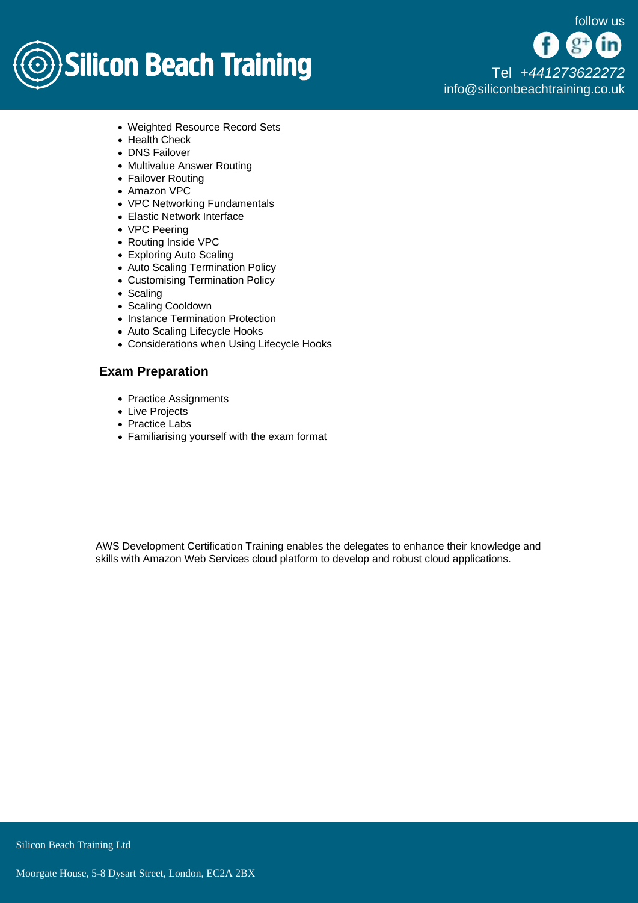- Weighted Resource Record Sets
- Health Check
- DNS Failover
- Multivalue Answer Routing
- Failover Routing
- Amazon VPC
- VPC Networking Fundamentals
- Elastic Network Interface
- VPC Peering
- Routing Inside VPC
- Exploring Auto Scaling
- Auto Scaling Termination Policy
- Customising Termination Policy
- Scaling
- Scaling Cooldown
- Instance Termination Protection
- Auto Scaling Lifecycle Hooks
- Considerations when Using Lifecycle Hooks

### Exam Preparation

- Practice Assignments
- Live Projects
- Practice Labs
- Familiarising yourself with the exam format

AWS Development Certification Training enables the delegates to enhance their knowledge and skills with Amazon Web Services cloud platform to develop and robust cloud applications.